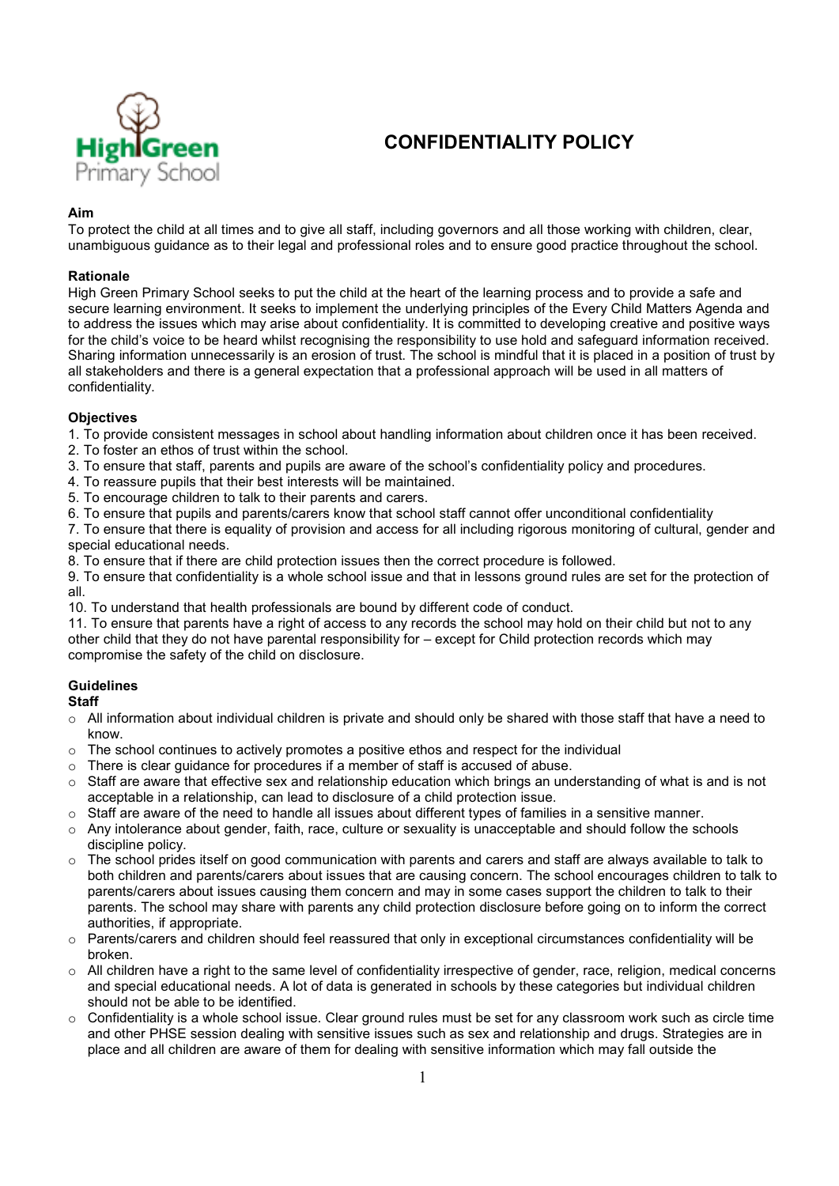# CONFIDENTIALITY POLICY

**Aim**

To protect the child at all times and to give all staff, including governors and all those working with children, clear, unambiguous guidance as to their legal and professional roles and to ensure good practice throughout the school.

**Rationale**

High Green Primary School seeks to put the child at the heart of the learning process and to provide a safe and secure learning environment. It seeks to implement the underlying principles of the Every Child Matters Agenda and to address the issues which may arise about confidentiality. It is committed to developing creative and positive ways for the child's voice to be heard whilst recognising the responsibility to use hold and safeguard information received. Sharing information unnecessarily is an erosion of trust. The school is mindful that it is placed in a position of trust by all stakeholders and there is a general expectation that a professional approach will be used in all matters of confidentiality.

**Objectives**

1. To provide consistent messages in school about handling information about children once it has been received.
2. To foster an ethos of trust within the school.
3. To ensure that staff, parents and pupils are aware of the school's confidentiality policy and procedures.
4. To reassure pupils that their best interests will be maintained.
5. To encourage children to talk to their parents and carers.
6. To ensure that pupils and parents/carers know that school staff cannot offer unconditional confidentiality
7. To ensure that there is equality of provision and access for all including rigorous monitoring of cultural, gender and special educational needs.
8. To ensure that if there are child protection issues then the correct procedure is followed.
9. To ensure that confidentiality is a whole school issue and that in lessons ground rules are set for the protection of all.
10. To understand that health professionals are bound by different code of conduct.
11. To ensure that parents have a right of access to any records the school may hold on their child but not to any other child that they do not have parental responsibility for – except for Child protection records which may compromise the safety of the child on disclosure.

**Guidelines**

**Staff**

- All information about individual children is private and should only be shared with those staff that have a need to know.
- The school continues to actively promotes a positive ethos and respect for the individual
- There is clear guidance for procedures if a member of staff is accused of abuse.
- Staff are aware that effective sex and relationship education which brings an understanding of what is and is not acceptable in a relationship, can lead to disclosure of a child protection issue.
- Staff are aware of the need to handle all issues about different types of families in a sensitive manner.
- Any intolerance about gender, faith, race, culture or sexuality is unacceptable and should follow the schools discipline policy.
- The school prides itself on good communication with parents and carers and staff are always available to talk to both children and parents/carers about issues that are causing concern. The school encourages children to talk to parents/carers about issues causing them concern and may in some cases support the children to talk to their parents. The school may share with parents any child protection disclosure before going on to inform the correct authorities, if appropriate.
- Parents/carers and children should feel reassured that only in exceptional circumstances confidentiality will be broken.
- All children have a right to the same level of confidentiality irrespective of gender, race, religion, medical concerns and special educational needs. A lot of data is generated in schools by these categories but individual children should not be able to be identified.
- Confidentiality is a whole school issue. Clear ground rules must be set for any classroom work such as circle time and other PHSE session dealing with sensitive issues such as sex and relationship and drugs. Strategies are in place and all children are aware of them for dealing with sensitive information which may fall outside the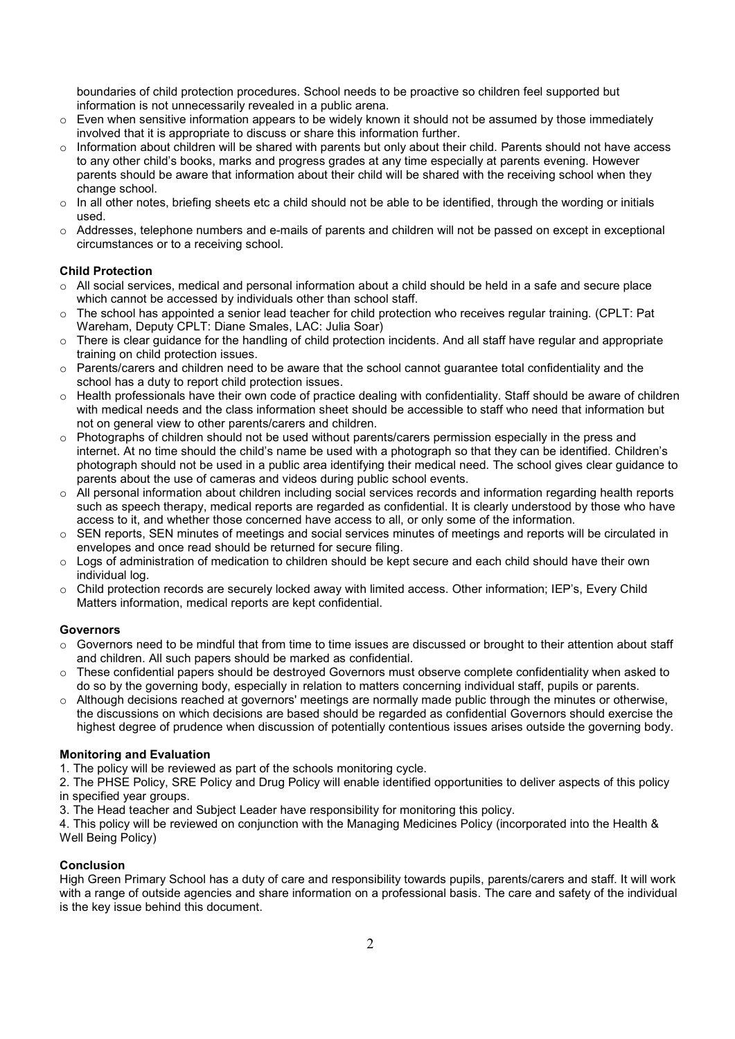boundaries of child protection procedures. School needs to be proactive so children feel supported but information is not unnecessarily revealed in a public arena.

- Even when sensitive information appears to be widely known it should not be assumed by those immediately involved that it is appropriate to discuss or share this information further.
- Information about children will be shared with parents but only about their child. Parents should not have access to any other child's books, marks and progress grades at any time especially at parents evening. However parents should be aware that information about their child will be shared with the receiving school when they change school.
- In all other notes, briefing sheets etc a child should not be able to be identified, through the wording or initials used.
- Addresses, telephone numbers and e-mails of parents and children will not be passed on except in exceptional circumstances or to a receiving school.

**Child Protection**

- All social services, medical and personal information about a child should be held in a safe and secure place which cannot be accessed by individuals other than school staff.
- The school has appointed a senior lead teacher for child protection who receives regular training. (CPLT: Pat Wareham, Deputy CPLT: Diane Smales, LAC: Julia Soar)
- There is clear guidance for the handling of child protection incidents. And all staff have regular and appropriate training on child protection issues.
- Parents/carers and children need to be aware that the school cannot guarantee total confidentiality and the school has a duty to report child protection issues.
- Health professionals have their own code of practice dealing with confidentiality. Staff should be aware of children with medical needs and the class information sheet should be accessible to staff who need that information but not on general view to other parents/carers and children.
- Photographs of children should not be used without parents/carers permission especially in the press and internet. At no time should the child's name be used with a photograph so that they can be identified. Children's photograph should not be used in a public area identifying their medical need. The school gives clear guidance to parents about the use of cameras and videos during public school events.
- All personal information about children including social services records and information regarding health reports such as speech therapy, medical reports are regarded as confidential. It is clearly understood by those who have access to it, and whether those concerned have access to all, or only some of the information.
- SEN reports, SEN minutes of meetings and social services minutes of meetings and reports will be circulated in envelopes and once read should be returned for secure filing.
- Logs of administration of medication to children should be kept secure and each child should have their own individual log.
- Child protection records are securely locked away with limited access. Other information; IEP's, Every Child Matters information, medical reports are kept confidential.

**Governors**

- Governors need to be mindful that from time to time issues are discussed or brought to their attention about staff and children. All such papers should be marked as confidential.
- These confidential papers should be destroyed Governors must observe complete confidentiality when asked to do so by the governing body, especially in relation to matters concerning individual staff, pupils or parents.
- Although decisions reached at governors' meetings are normally made public through the minutes or otherwise, the discussions on which decisions are based should be regarded as confidential Governors should exercise the highest degree of prudence when discussion of potentially contentious issues arises outside the governing body.

**Monitoring and Evaluation**

1. The policy will be reviewed as part of the schools monitoring cycle.
2. The PHSE Policy, SRE Policy and Drug Policy will enable identified opportunities to deliver aspects of this policy in specified year groups.
3. The Head teacher and Subject Leader have responsibility for monitoring this policy.
4. This policy will be reviewed on conjunction with the Managing Medicines Policy (incorporated into the Health & Well Being Policy)

**Conclusion**

High Green Primary School has a duty of care and responsibility towards pupils, parents/carers and staff. It will work with a range of outside agencies and share information on a professional basis. The care and safety of the individual is the key issue behind this document.